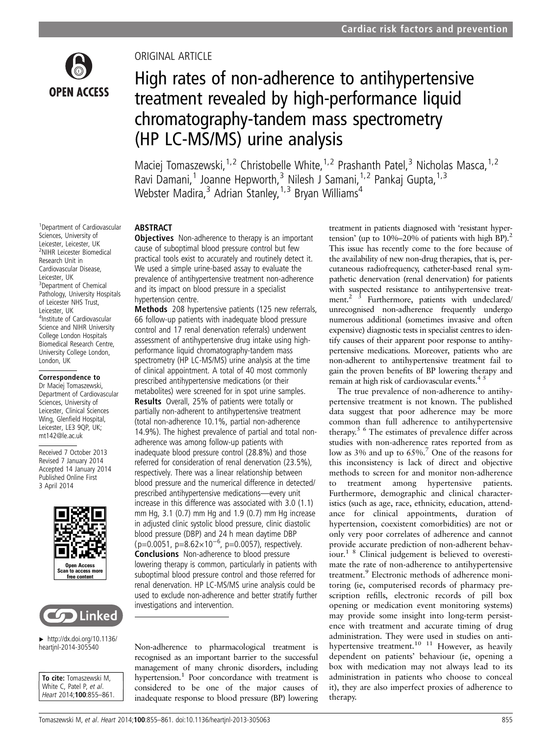ORIGINAL ARTICLE

# High rates of non-adherence to antihypertensive treatment revealed by high-performance liquid chromatography-tandem mass spectrometry (HP LC-MS/MS) urine analysis

Maciej Tomaszewski,[1,2] Christobelle White,[1,2] Prashanth Patel,[3] Nicholas Masca,[1,2] Ravi Damani,[1] Joanne Hepworth,[3] Nilesh J Samani,[1,2] Pankaj Gupta,[1,3] Webster Madira,[3] Adrian Stanley,[1,3] Bryan Williams[4]

[1]Department of Cardiovascular Sciences, University of Leicester, Leicester, UK
[2]NIHR Leicester Biomedical Research Unit in Cardiovascular Disease, Leicester, UK
[3]Department of Chemical Pathology, University Hospitals of Leicester NHS Trust, Leicester, UK
[4]Institute of Cardiovascular Science and NIHR University College London Hospitals Biomedical Research Centre, University College London, London, UK

**Correspondence to**
Dr Maciej Tomaszewski, Department of Cardiovascular Sciences, University of Leicester, Clinical Sciences Wing, Glenfield Hospital, Leicester, LE3 9QP, UK; mt142@le.ac.uk

Received 7 October 2013
Revised 7 January 2014
Accepted 14 January 2014
Published Online First 3 April 2014

▸ http://dx.doi.org/10.1136/heartjnl-2014-305540

**To cite:** Tomaszewski M, White C, Patel P, *et al*. *Heart* 2014;**100**:855–861.

## ABSTRACT

**Objectives** Non-adherence to therapy is an important cause of suboptimal blood pressure control but few practical tools exist to accurately and routinely detect it. We used a simple urine-based assay to evaluate the prevalence of antihypertensive treatment non-adherence and its impact on blood pressure in a specialist hypertension centre.

**Methods** 208 hypertensive patients (125 new referrals, 66 follow-up patients with inadequate blood pressure control and 17 renal denervation referrals) underwent assessment of antihypertensive drug intake using high-performance liquid chromatography-tandem mass spectrometry (HP LC-MS/MS) urine analysis at the time of clinical appointment. A total of 40 most commonly prescribed antihypertensive medications (or their metabolites) were screened for in spot urine samples.

**Results** Overall, 25% of patients were totally or partially non-adherent to antihypertensive treatment (total non-adherence 10.1%, partial non-adherence 14.9%). The highest prevalence of partial and total non-adherence was among follow-up patients with inadequate blood pressure control (28.8%) and those referred for consideration of renal denervation (23.5%), respectively. There was a linear relationship between blood pressure and the numerical difference in detected/prescribed antihypertensive medications—every unit increase in this difference was associated with 3.0 (1.1) mm Hg, 3.1 (0.7) mm Hg and 1.9 (0.7) mm Hg increase in adjusted clinic systolic blood pressure, clinic diastolic blood pressure (DBP) and 24 h mean daytime DBP ($p=0.0051$, $p=8.62\times10^{-6}$, $p=0.0057$), respectively.

**Conclusions** Non-adherence to blood pressure lowering therapy is common, particularly in patients with suboptimal blood pressure control and those referred for renal denervation. HP LC-MS/MS urine analysis could be used to exclude non-adherence and better stratify further investigations and intervention.

Non-adherence to pharmacological treatment is recognised as an important barrier to the successful management of many chronic disorders, including hypertension.[1] Poor concordance with treatment is considered to be one of the major causes of inadequate response to blood pressure (BP) lowering treatment in patients diagnosed with 'resistant hypertension' (up to 10%–20% of patients with high BP).[2] This issue has recently come to the fore because of the availability of new non-drug therapies, that is, percutaneous radiofrequency, catheter-based renal sympathetic denervation (renal denervation) for patients with suspected resistance to antihypertensive treatment.[2,3] Furthermore, patients with undeclared/unrecognised non-adherence frequently undergo numerous additional (sometimes invasive and often expensive) diagnostic tests in specialist centres to identify causes of their apparent poor response to antihypertensive medications. Moreover, patients who are non-adherent to antihypertensive treatment fail to gain the proven benefits of BP lowering therapy and remain at high risk of cardiovascular events.[4,5]

The true prevalence of non-adherence to antihypertensive treatment is not known. The published data suggest that poor adherence may be more common than full adherence to antihypertensive therapy.[5,6] The estimates of prevalence differ across studies with non-adherence rates reported from as low as 3% and up to 65%.[7] One of the reasons for this inconsistency is lack of direct and objective methods to screen for and monitor non-adherence to treatment among hypertensive patients. Furthermore, demographic and clinical characteristics (such as age, race, ethnicity, education, attendance for clinical appointments, duration of hypertension, coexistent comorbidities) are not or only very poor correlates of adherence and cannot provide accurate prediction of non-adherent behaviour.[1,8] Clinical judgement is believed to overestimate the rate of non-adherence to antihypertensive treatment.[9] Electronic methods of adherence monitoring (ie, computerised records of pharmacy prescription refills, electronic records of pill box opening or medication event monitoring systems) may provide some insight into long-term persistence with treatment and accurate timing of drug administration. They were used in studies on antihypertensive treatment.[10,11] However, as heavily dependent on patients' behaviour (ie, opening a box with medication may not always lead to its administration in patients who choose to conceal it), they are also imperfect proxies of adherence to therapy.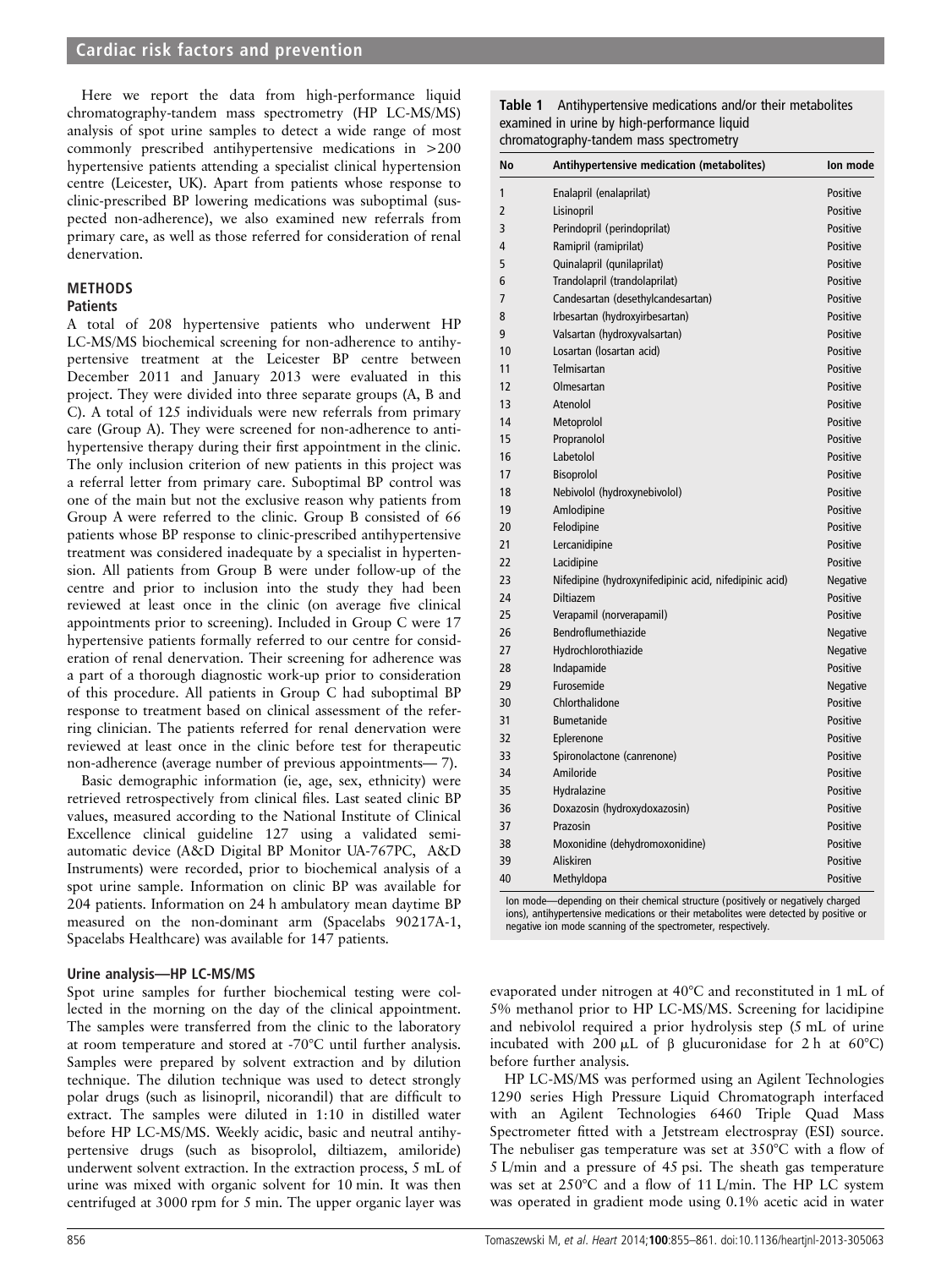Here we report the data from high-performance liquid chromatography-tandem mass spectrometry (HP LC-MS/MS) analysis of spot urine samples to detect a wide range of most commonly prescribed antihypertensive medications in >200 hypertensive patients attending a specialist clinical hypertension centre (Leicester, UK). Apart from patients whose response to clinic-prescribed BP lowering medications was suboptimal (suspected non-adherence), we also examined new referrals from primary care, as well as those referred for consideration of renal denervation.

## METHODS

### Patients

A total of 208 hypertensive patients who underwent HP LC-MS/MS biochemical screening for non-adherence to antihypertensive treatment at the Leicester BP centre between December 2011 and January 2013 were evaluated in this project. They were divided into three separate groups (A, B and C). A total of 125 individuals were new referrals from primary care (Group A). They were screened for non-adherence to antihypertensive therapy during their first appointment in the clinic. The only inclusion criterion of new patients in this project was a referral letter from primary care. Suboptimal BP control was one of the main but not the exclusive reason why patients from Group A were referred to the clinic. Group B consisted of 66 patients whose BP response to clinic-prescribed antihypertensive treatment was considered inadequate by a specialist in hypertension. All patients from Group B were under follow-up of the centre and prior to inclusion into the study they had been reviewed at least once in the clinic (on average five clinical appointments prior to screening). Included in Group C were 17 hypertensive patients formally referred to our centre for consideration of renal denervation. Their screening for adherence was a part of a thorough diagnostic work-up prior to consideration of this procedure. All patients in Group C had suboptimal BP response to treatment based on clinical assessment of the referring clinician. The patients referred for renal denervation were reviewed at least once in the clinic before test for therapeutic non-adherence (average number of previous appointments— 7).

Basic demographic information (ie, age, sex, ethnicity) were retrieved retrospectively from clinical files. Last seated clinic BP values, measured according to the National Institute of Clinical Excellence clinical guideline 127 using a validated semi-automatic device (A&D Digital BP Monitor UA-767PC, A&D Instruments) were recorded, prior to biochemical analysis of a spot urine sample. Information on clinic BP was available for 204 patients. Information on 24 h ambulatory mean daytime BP measured on the non-dominant arm (Spacelabs 90217A-1, Spacelabs Healthcare) was available for 147 patients.

### Urine analysis—HP LC-MS/MS

Spot urine samples for further biochemical testing were collected in the morning on the day of the clinical appointment. The samples were transferred from the clinic to the laboratory at room temperature and stored at -70°C until further analysis. Samples were prepared by solvent extraction and by dilution technique. The dilution technique was used to detect strongly polar drugs (such as lisinopril, nicorandil) that are difficult to extract. The samples were diluted in 1:10 in distilled water before HP LC-MS/MS. Weekly acidic, basic and neutral antihypertensive drugs (such as bisoprolol, diltiazem, amiloride) underwent solvent extraction. In the extraction process, 5 mL of urine was mixed with organic solvent for 10 min. It was then centrifuged at 3000 rpm for 5 min. The upper organic layer was evaporated under nitrogen at 40°C and reconstituted in 1 mL of 5% methanol prior to HP LC-MS/MS. Screening for lacidipine and nebivolol required a prior hydrolysis step (5 mL of urine incubated with 200 μL of β glucuronidase for 2 h at 60°C) before further analysis.

HP LC-MS/MS was performed using an Agilent Technologies 1290 series High Pressure Liquid Chromatograph interfaced with an Agilent Technologies 6460 Triple Quad Mass Spectrometer fitted with a Jetstream electrospray (ESI) source. The nebuliser gas temperature was set at 350°C with a flow of 5 L/min and a pressure of 45 psi. The sheath gas temperature was set at 250°C and a flow of 11 L/min. The HP LC system was operated in gradient mode using 0.1% acetic acid in water

**Table 1** Antihypertensive medications and/or their metabolites examined in urine by high-performance liquid chromatography-tandem mass spectrometry

| No | Antihypertensive medication (metabolites) | Ion mode |
|---|---|---|
| 1 | Enalapril (enalaprilat) | Positive |
| 2 | Lisinopril | Positive |
| 3 | Perindopril (perindoprilat) | Positive |
| 4 | Ramipril (ramiprilat) | Positive |
| 5 | Quinalapril (qunilaprilat) | Positive |
| 6 | Trandolapril (trandolaprilat) | Positive |
| 7 | Candesartan (desethylcandesartan) | Positive |
| 8 | Irbesartan (hydroxyirbesartan) | Positive |
| 9 | Valsartan (hydroxyvalsartan) | Positive |
| 10 | Losartan (losartan acid) | Positive |
| 11 | Telmisartan | Positive |
| 12 | Olmesartan | Positive |
| 13 | Atenolol | Positive |
| 14 | Metoprolol | Positive |
| 15 | Propranolol | Positive |
| 16 | Labetolol | Positive |
| 17 | Bisoprolol | Positive |
| 18 | Nebivolol (hydroxynebivolol) | Positive |
| 19 | Amlodipine | Positive |
| 20 | Felodipine | Positive |
| 21 | Lercanidipine | Positive |
| 22 | Lacidipine | Positive |
| 23 | Nifedipine (hydroxynifedipinic acid, nifedipinic acid) | Negative |
| 24 | Diltiazem | Positive |
| 25 | Verapamil (norverapamil) | Positive |
| 26 | Bendroflumethiazide | Negative |
| 27 | Hydrochlorothiazide | Negative |
| 28 | Indapamide | Positive |
| 29 | Furosemide | Negative |
| 30 | Chlorthalidone | Positive |
| 31 | Bumetanide | Positive |
| 32 | Eplerenone | Positive |
| 33 | Spironolactone (canrenone) | Positive |
| 34 | Amiloride | Positive |
| 35 | Hydralazine | Positive |
| 36 | Doxazosin (hydroxydoxazosin) | Positive |
| 37 | Prazosin | Positive |
| 38 | Moxonidine (dehydromoxonidine) | Positive |
| 39 | Aliskiren | Positive |
| 40 | Methyldopa | Positive |

Ion mode—depending on their chemical structure (positively or negatively charged ions), antihypertensive medications or their metabolites were detected by positive or negative ion mode scanning of the spectrometer, respectively.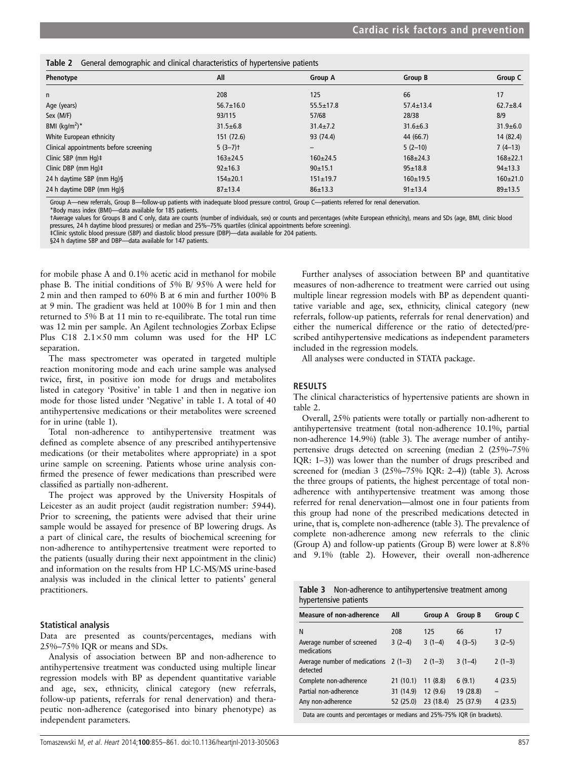**Table 2** General demographic and clinical characteristics of hypertensive patients

| Phenotype | All | Group A | Group B | Group C |
|---|---|---|---|---|
| n | 208 | 125 | 66 | 17 |
| Age (years) | 56.7±16.0 | 55.5±17.8 | 57.4±13.4 | 62.7±8.4 |
| Sex (M/F) | 93/115 | 57/68 | 28/38 | 8/9 |
| BMI (kg/m²)* | 31.5±6.8 | 31.4±7.2 | 31.6±6.3 | 31.9±6.0 |
| White European ethnicity | 151 (72.6) | 93 (74.4) | 44 (66.7) | 14 (82.4) |
| Clinical appointments before screening | 5 (3–7)† | – | 5 (2–10) | 7 (4–13) |
| Clinic SBP (mm Hg)‡ | 163±24.5 | 160±24.5 | 168±24.3 | 168±22.1 |
| Clinic DBP (mm Hg)‡ | 92±16.3 | 90±15.1 | 95±18.8 | 94±13.3 |
| 24 h daytime SBP (mm Hg)§ | 154±20.1 | 151±19.7 | 160±19.5 | 160±21.0 |
| 24 h daytime DBP (mm Hg)§ | 87±13.4 | 86±13.3 | 91±13.4 | 89±13.5 |

Group A—new referrals, Group B—follow-up patients with inadequate blood pressure control, Group C—patients referred for renal denervation.
*Body mass index (BMI)—data available for 185 patients.
†Average values for Groups B and C only, data are counts (number of individuals, sex) or counts and percentages (white European ethnicity), means and SDs (age, BMI, clinic blood pressures, 24 h daytime blood pressures) or median and 25%–75% quartiles (clinical appointments before screening).
‡Clinic systolic blood pressure (SBP) and diastolic blood pressure (DBP)—data available for 204 patients.
§24 h daytime SBP and DBP—data available for 147 patients.

for mobile phase A and 0.1% acetic acid in methanol for mobile phase B. The initial conditions of 5% B/ 95% A were held for 2 min and then ramped to 60% B at 6 min and further 100% B at 9 min. The gradient was held at 100% B for 1 min and then returned to 5% B at 11 min to re-equilibrate. The total run time was 12 min per sample. An Agilent technologies Zorbax Eclipse Plus C18 2.1×50 mm column was used for the HP LC separation.

The mass spectrometer was operated in targeted multiple reaction monitoring mode and each urine sample was analysed twice, first, in positive ion mode for drugs and metabolites listed in category 'Positive' in table 1 and then in negative ion mode for those listed under 'Negative' in table 1. A total of 40 antihypertensive medications or their metabolites were screened for in urine (table 1).

Total non-adherence to antihypertensive treatment was defined as complete absence of any prescribed antihypertensive medications (or their metabolites where appropriate) in a spot urine sample on screening. Patients whose urine analysis confirmed the presence of fewer medications than prescribed were classified as partially non-adherent.

The project was approved by the University Hospitals of Leicester as an audit project (audit registration number: 5944). Prior to screening, the patients were advised that their urine sample would be assayed for presence of BP lowering drugs. As a part of clinical care, the results of biochemical screening for non-adherence to antihypertensive treatment were reported to the patients (usually during their next appointment in the clinic) and information on the results from HP LC-MS/MS urine-based analysis was included in the clinical letter to patients' general practitioners.

### Statistical analysis

Data are presented as counts/percentages, medians with 25%–75% IQR or means and SDs.

Analysis of association between BP and non-adherence to antihypertensive treatment was conducted using multiple linear regression models with BP as dependent quantitative variable and age, sex, ethnicity, clinical category (new referrals, follow-up patients, referrals for renal denervation) and therapeutic non-adherence (categorised into binary phenotype) as independent parameters.

Further analyses of association between BP and quantitative measures of non-adherence to treatment were carried out using multiple linear regression models with BP as dependent quantitative variable and age, sex, ethnicity, clinical category (new referrals, follow-up patients, referrals for renal denervation) and either the numerical difference or the ratio of detected/prescribed antihypertensive medications as independent parameters included in the regression models.

All analyses were conducted in STATA package.

## RESULTS

The clinical characteristics of hypertensive patients are shown in table 2.

Overall, 25% patients were totally or partially non-adherent to antihypertensive treatment (total non-adherence 10.1%, partial non-adherence 14.9%) (table 3). The average number of antihypertensive drugs detected on screening (median 2 (25%–75% IQR: 1–3)) was lower than the number of drugs prescribed and screened for (median 3 (25%–75% IQR: 2–4)) (table 3). Across the three groups of patients, the highest percentage of total non-adherence with antihypertensive treatment was among those referred for renal denervation—almost one in four patients from this group had none of the prescribed medications detected in urine, that is, complete non-adherence (table 3). The prevalence of complete non-adherence among new referrals to the clinic (Group A) and follow-up patients (Group B) were lower at 8.8% and 9.1% (table 2). However, their overall non-adherence

**Table 3** Non-adherence to antihypertensive treatment among hypertensive patients

| Measure of non-adherence | All | Group A | Group B | Group C |
|---|---|---|---|---|
| N | 208 | 125 | 66 | 17 |
| Average number of screened medications | 3 (2–4) | 3 (1–4) | 4 (3–5) | 3 (2–5) |
| Average number of medications detected | 2 (1–3) | 2 (1–3) | 3 (1–4) | 2 (1–3) |
| Complete non-adherence | 21 (10.1) | 11 (8.8) | 6 (9.1) | 4 (23.5) |
| Partial non-adherence | 31 (14.9) | 12 (9.6) | 19 (28.8) | – |
| Any non-adherence | 52 (25.0) | 23 (18.4) | 25 (37.9) | 4 (23.5) |

Data are counts and percentages or medians and 25%-75% IQR (in brackets).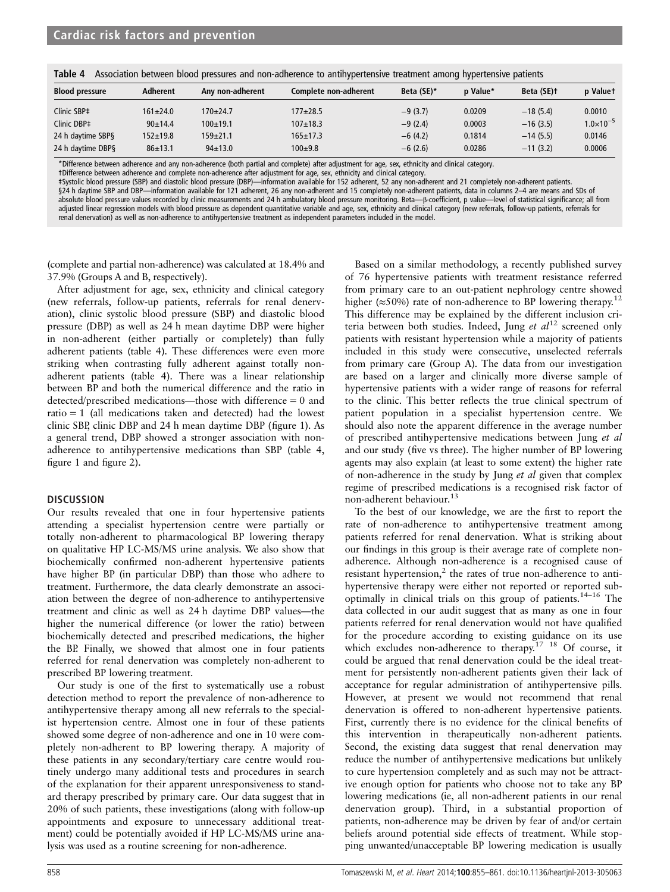**Table 4** Association between blood pressures and non-adherence to antihypertensive treatment among hypertensive patients

| Blood pressure | Adherent | Any non-adherent | Complete non-adherent | Beta (SE)* | p Value* | Beta (SE)† | p Value† |
|---|---|---|---|---|---|---|---|
| Clinic SBP‡ | 161±24.0 | 170±24.7 | 177±28.5 | −9 (3.7) | 0.0209 | −18 (5.4) | 0.0010 |
| Clinic DBP‡ | 90±14.4 | 100±19.1 | 107±18.3 | −9 (2.4) | 0.0003 | −16 (3.5) | $1.0\times10^{-5}$ |
| 24 h daytime SBP§ | 152±19.8 | 159±21.1 | 165±17.3 | −6 (4.2) | 0.1814 | −14 (5.5) | 0.0146 |
| 24 h daytime DBP§ | 86±13.1 | 94±13.0 | 100±9.8 | −6 (2.6) | 0.0286 | −11 (3.2) | 0.0006 |

*Difference between adherence and any non-adherence (both partial and complete) after adjustment for age, sex, ethnicity and clinical category.
†Difference between adherence and complete non-adherence after adjustment for age, sex, ethnicity and clinical category.
‡Systolic blood pressure (SBP) and diastolic blood pressure (DBP)—information available for 152 adherent, 52 any non-adherent and 21 completely non-adherent patients.
§24 h daytime SBP and DBP—information available for 121 adherent, 26 any non-adherent and 15 completely non-adherent patients, data in columns 2–4 are means and SDs of absolute blood pressure values recorded by clinic measurements and 24 h ambulatory blood pressure monitoring. Beta—β-coefficient, p value—level of statistical significance; all from adjusted linear regression models with blood pressure as dependent quantitative variable and age, sex, ethnicity and clinical category (new referrals, follow-up patients, referrals for renal denervation) as well as non-adherence to antihypertensive treatment as independent parameters included in the model.

(complete and partial non-adherence) was calculated at 18.4% and 37.9% (Groups A and B, respectively).

After adjustment for age, sex, ethnicity and clinical category (new referrals, follow-up patients, referrals for renal denervation), clinic systolic blood pressure (SBP) and diastolic blood pressure (DBP) as well as 24 h mean daytime DBP were higher in non-adherent (either partially or completely) than fully adherent patients (table 4). These differences were even more striking when contrasting fully adherent against totally non-adherent patients (table 4). There was a linear relationship between BP and both the numerical difference and the ratio in detected/prescribed medications—those with difference = 0 and ratio = 1 (all medications taken and detected) had the lowest clinic SBP, clinic DBP and 24 h mean daytime DBP (figure 1). As a general trend, DBP showed a stronger association with non-adherence to antihypertensive medications than SBP (table 4, figure 1 and figure 2).

## DISCUSSION

Our results revealed that one in four hypertensive patients attending a specialist hypertension centre were partially or totally non-adherent to pharmacological BP lowering therapy on qualitative HP LC-MS/MS urine analysis. We also show that biochemically confirmed non-adherent hypertensive patients have higher BP (in particular DBP) than those who adhere to treatment. Furthermore, the data clearly demonstrate an association between the degree of non-adherence to antihypertensive treatment and clinic as well as 24 h daytime DBP values—the higher the numerical difference (or lower the ratio) between biochemically detected and prescribed medications, the higher the BP. Finally, we showed that almost one in four patients referred for renal denervation was completely non-adherent to prescribed BP lowering treatment.

Our study is one of the first to systematically use a robust detection method to report the prevalence of non-adherence to antihypertensive therapy among all new referrals to the specialist hypertension centre. Almost one in four of these patients showed some degree of non-adherence and one in 10 were completely non-adherent to BP lowering therapy. A majority of these patients in any secondary/tertiary care centre would routinely undergo many additional tests and procedures in search of the explanation for their apparent unresponsiveness to standard therapy prescribed by primary care. Our data suggest that in 20% of such patients, these investigations (along with follow-up appointments and exposure to unnecessary additional treatment) could be potentially avoided if HP LC-MS/MS urine analysis was used as a routine screening for non-adherence.

Based on a similar methodology, a recently published survey of 76 hypertensive patients with treatment resistance referred from primary care to an out-patient nephrology centre showed higher (≈50%) rate of non-adherence to BP lowering therapy.[12] This difference may be explained by the different inclusion criteria between both studies. Indeed, Jung *et al*[12] screened only patients with resistant hypertension while a majority of patients included in this study were consecutive, unselected referrals from primary care (Group A). The data from our investigation are based on a larger and clinically more diverse sample of hypertensive patients with a wider range of reasons for referral to the clinic. This better reflects the true clinical spectrum of patient population in a specialist hypertension centre. We should also note the apparent difference in the average number of prescribed antihypertensive medications between Jung *et al* and our study (five vs three). The higher number of BP lowering agents may also explain (at least to some extent) the higher rate of non-adherence in the study by Jung *et al* given that complex regime of prescribed medications is a recognised risk factor of non-adherent behaviour.[13]

To the best of our knowledge, we are the first to report the rate of non-adherence to antihypertensive treatment among patients referred for renal denervation. What is striking about our findings in this group is their average rate of complete non-adherence. Although non-adherence is a recognised cause of resistant hypertension,[2] the rates of true non-adherence to antihypertensive therapy were either not reported or reported suboptimally in clinical trials on this group of patients.[14–16] The data collected in our audit suggest that as many as one in four patients referred for renal denervation would not have qualified for the procedure according to existing guidance on its use which excludes non-adherence to therapy.[17 18] Of course, it could be argued that renal denervation could be the ideal treatment for persistently non-adherent patients given their lack of acceptance for regular administration of antihypertensive pills. However, at present we would not recommend that renal denervation is offered to non-adherent hypertensive patients. First, currently there is no evidence for the clinical benefits of this intervention in therapeutically non-adherent patients. Second, the existing data suggest that renal denervation may reduce the number of antihypertensive medications but unlikely to cure hypertension completely and as such may not be attractive enough option for patients who choose not to take any BP lowering medications (ie, all non-adherent patients in our renal denervation group). Third, in a substantial proportion of patients, non-adherence may be driven by fear of and/or certain beliefs around potential side effects of treatment. While stopping unwanted/unacceptable BP lowering medication is usually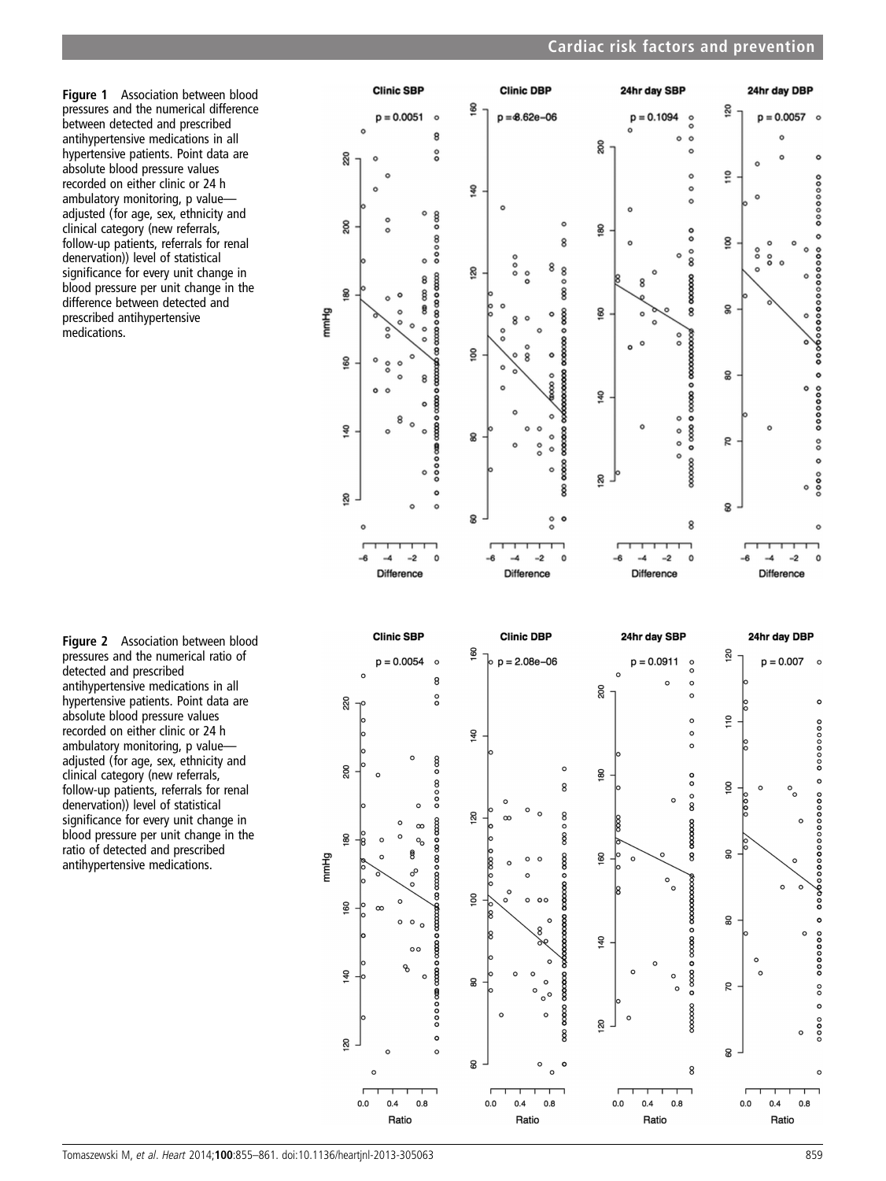**Figure 1** Association between blood pressures and the numerical difference between detected and prescribed antihypertensive medications in all hypertensive patients. Point data are absolute blood pressure values recorded on either clinic or 24 h ambulatory monitoring, p value—adjusted (for age, sex, ethnicity and clinical category (new referrals, follow-up patients, referrals for renal denervation)) level of statistical significance for every unit change in blood pressure per unit change in the difference between detected and prescribed antihypertensive medications.

**Figure 2** Association between blood pressures and the numerical ratio of detected and prescribed antihypertensive medications in all hypertensive patients. Point data are absolute blood pressure values recorded on either clinic or 24 h ambulatory monitoring, p value—adjusted (for age, sex, ethnicity and clinical category (new referrals, follow-up patients, referrals for renal denervation)) level of statistical significance for every unit change in blood pressure per unit change in the ratio of detected and prescribed antihypertensive medications.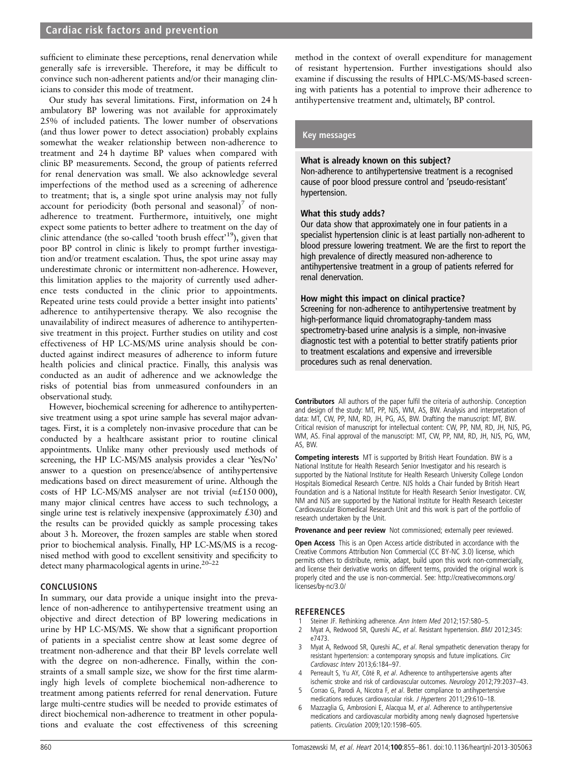sufficient to eliminate these perceptions, renal denervation while generally safe is irreversible. Therefore, it may be difficult to convince such non-adherent patients and/or their managing clinicians to consider this mode of treatment.

Our study has several limitations. First, information on 24 h ambulatory BP lowering was not available for approximately 25% of included patients. The lower number of observations (and thus lower power to detect association) probably explains somewhat the weaker relationship between non-adherence to treatment and 24 h daytime BP values when compared with clinic BP measurements. Second, the group of patients referred for renal denervation was small. We also acknowledge several imperfections of the method used as a screening of adherence to treatment; that is, a single spot urine analysis may not fully account for periodicity (both personal and seasonal)[7] of non-adherence to treatment. Furthermore, intuitively, one might expect some patients to better adhere to treatment on the day of clinic attendance (the so-called 'tooth brush effect'[19]), given that poor BP control in clinic is likely to prompt further investigation and/or treatment escalation. Thus, the spot urine assay may underestimate chronic or intermittent non-adherence. However, this limitation applies to the majority of currently used adherence tests conducted in the clinic prior to appointments. Repeated urine tests could provide a better insight into patients' adherence to antihypertensive therapy. We also recognise the unavailability of indirect measures of adherence to antihypertensive treatment in this project. Further studies on utility and cost effectiveness of HP LC-MS/MS urine analysis should be conducted against indirect measures of adherence to inform future health policies and clinical practice. Finally, this analysis was conducted as an audit of adherence and we acknowledge the risks of potential bias from unmeasured confounders in an observational study.

However, biochemical screening for adherence to antihypertensive treatment using a spot urine sample has several major advantages. First, it is a completely non-invasive procedure that can be conducted by a healthcare assistant prior to routine clinical appointments. Unlike many other previously used methods of screening, the HP LC-MS/MS analysis provides a clear 'Yes/No' answer to a question on presence/absence of antihypertensive medications based on direct measurement of urine. Although the costs of HP LC-MS/MS analyser are not trivial (≈£150 000), many major clinical centres have access to such technology, a single urine test is relatively inexpensive (approximately £30) and the results can be provided quickly as sample processing takes about 3 h. Moreover, the frozen samples are stable when stored prior to biochemical analysis. Finally, HP LC-MS/MS is a recognised method with good to excellent sensitivity and specificity to detect many pharmacological agents in urine.[20–22]

## CONCLUSIONS

In summary, our data provide a unique insight into the prevalence of non-adherence to antihypertensive treatment using an objective and direct detection of BP lowering medications in urine by HP LC-MS/MS. We show that a significant proportion of patients in a specialist centre show at least some degree of treatment non-adherence and that their BP levels correlate well with the degree on non-adherence. Finally, within the constraints of a small sample size, we show for the first time alarmingly high levels of complete biochemical non-adherence to treatment among patients referred for renal denervation. Future large multi-centre studies will be needed to provide estimates of direct biochemical non-adherence to treatment in other populations and evaluate the cost effectiveness of this screening method in the context of overall expenditure for management of resistant hypertension. Further investigations should also examine if discussing the results of HPLC-MS/MS-based screening with patients has a potential to improve their adherence to antihypertensive treatment and, ultimately, BP control.

### Key messages

**What is already known on this subject?**

Non-adherence to antihypertensive treatment is a recognised cause of poor blood pressure control and 'pseudo-resistant' hypertension.

**What this study adds?**

Our data show that approximately one in four patients in a specialist hypertension clinic is at least partially non-adherent to blood pressure lowering treatment. We are the first to report the high prevalence of directly measured non-adherence to antihypertensive treatment in a group of patients referred for renal denervation.

**How might this impact on clinical practice?**

Screening for non-adherence to antihypertensive treatment by high-performance liquid chromatography-tandem mass spectrometry-based urine analysis is a simple, non-invasive diagnostic test with a potential to better stratify patients prior to treatment escalations and expensive and irreversible procedures such as renal denervation.

**Contributors** All authors of the paper fulfil the criteria of authorship. Conception and design of the study: MT, PP, NJS, WM, AS, BW. Analysis and interpretation of data: MT, CW, PP, NM, RD, JH, PG, AS, BW. Drafting the manuscript: MT, BW. Critical revision of manuscript for intellectual content: CW, PP, NM, RD, JH, NJS, PG, WM, AS. Final approval of the manuscript: MT, CW, PP, NM, RD, JH, NJS, PG, WM, AS, BW.

**Competing interests** MT is supported by British Heart Foundation. BW is a National Institute for Health Research Senior Investigator and his research is supported by the National Institute for Health Research University College London Hospitals Biomedical Research Centre. NJS holds a Chair funded by British Heart Foundation and is a National Institute for Health Research Senior Investigator. CW, NM and NJS are supported by the National Institute for Health Research Leicester Cardiovascular Biomedical Research Unit and this work is part of the portfolio of research undertaken by the Unit.

**Provenance and peer review** Not commissioned; externally peer reviewed.

**Open Access** This is an Open Access article distributed in accordance with the Creative Commons Attribution Non Commercial (CC BY-NC 3.0) license, which permits others to distribute, remix, adapt, build upon this work non-commercially, and license their derivative works on different terms, provided the original work is properly cited and the use is non-commercial. See: http://creativecommons.org/licenses/by-nc/3.0/

## REFERENCES

1. Steiner JF. Rethinking adherence. *Ann Intern Med* 2012;157:580–5.
2. Myat A, Redwood SR, Qureshi AC, *et al*. Resistant hypertension. *BMJ* 2012;345:e7473.
3. Myat A, Redwood SR, Qureshi AC, *et al*. Renal sympathetic denervation therapy for resistant hypertension: a contemporary synopsis and future implications. *Circ Cardiovasc Interv* 2013;6:184–97.
4. Perreault S, Yu AY, Côté R, *et al*. Adherence to antihypertensive agents after ischemic stroke and risk of cardiovascular outcomes. *Neurology* 2012;79:2037–43.
5. Corrao G, Parodi A, Nicotra F, *et al*. Better compliance to antihypertensive medications reduces cardiovascular risk. *J Hypertens* 2011;29:610–18.
6. Mazzaglia G, Ambrosioni E, Alacqua M, *et al*. Adherence to antihypertensive medications and cardiovascular morbidity among newly diagnosed hypertensive patients. *Circulation* 2009;120:1598–605.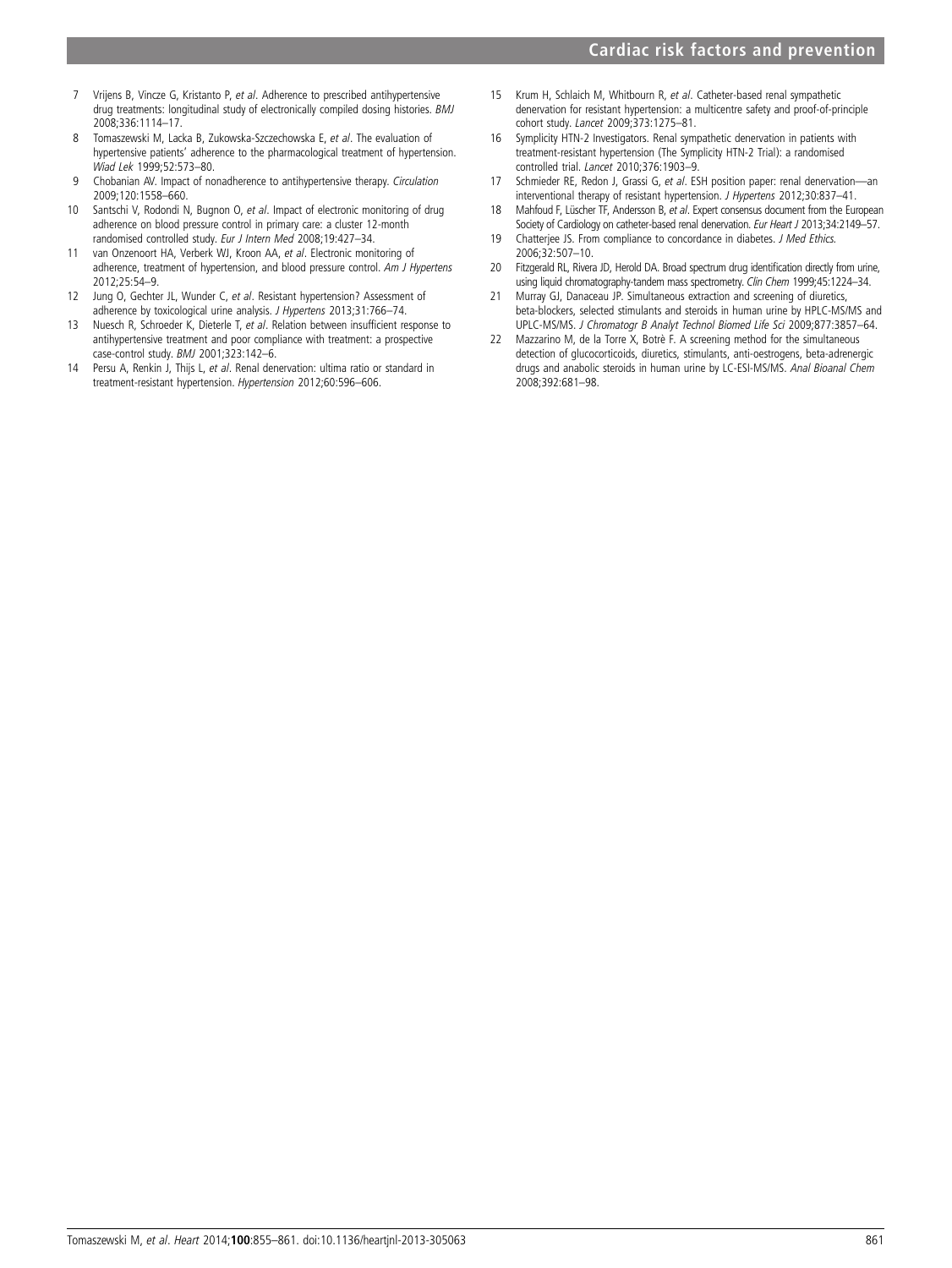7. Vrijens B, Vincze G, Kristanto P, *et al*. Adherence to prescribed antihypertensive drug treatments: longitudinal study of electronically compiled dosing histories. *BMJ* 2008;336:1114–17.
8. Tomaszewski M, Lacka B, Zukowska-Szczechowska E, *et al*. The evaluation of hypertensive patients' adherence to the pharmacological treatment of hypertension. *Wiad Lek* 1999;52:573–80.
9. Chobanian AV. Impact of nonadherence to antihypertensive therapy. *Circulation* 2009;120:1558–660.
10. Santschi V, Rodondi N, Bugnon O, *et al*. Impact of electronic monitoring of drug adherence on blood pressure control in primary care: a cluster 12-month randomised controlled study. *Eur J Intern Med* 2008;19:427–34.
11. van Onzenoort HA, Verberk WJ, Kroon AA, *et al*. Electronic monitoring of adherence, treatment of hypertension, and blood pressure control. *Am J Hypertens* 2012;25:54–9.
12. Jung O, Gechter JL, Wunder C, *et al*. Resistant hypertension? Assessment of adherence by toxicological urine analysis. *J Hypertens* 2013;31:766–74.
13. Nuesch R, Schroeder K, Dieterle T, *et al*. Relation between insufficient response to antihypertensive treatment and poor compliance with treatment: a prospective case-control study. *BMJ* 2001;323:142–6.
14. Persu A, Renkin J, Thijs L, *et al*. Renal denervation: ultima ratio or standard in treatment-resistant hypertension. *Hypertension* 2012;60:596–606.
15. Krum H, Schlaich M, Whitbourn R, *et al*. Catheter-based renal sympathetic denervation for resistant hypertension: a multicentre safety and proof-of-principle cohort study. *Lancet* 2009;373:1275–81.
16. Symplicity HTN-2 Investigators. Renal sympathetic denervation in patients with treatment-resistant hypertension (The Symplicity HTN-2 Trial): a randomised controlled trial. *Lancet* 2010;376:1903–9.
17. Schmieder RE, Redon J, Grassi G, *et al*. ESH position paper: renal denervation—an interventional therapy of resistant hypertension. *J Hypertens* 2012;30:837–41.
18. Mahfoud F, Lüscher TF, Andersson B, *et al*. Expert consensus document from the European Society of Cardiology on catheter-based renal denervation. *Eur Heart J* 2013;34:2149–57.
19. Chatterjee JS. From compliance to concordance in diabetes. *J Med Ethics*. 2006;32:507–10.
20. Fitzgerald RL, Rivera JD, Herold DA. Broad spectrum drug identification directly from urine, using liquid chromatography-tandem mass spectrometry. *Clin Chem* 1999;45:1224–34.
21. Murray GJ, Danaceau JP. Simultaneous extraction and screening of diuretics, beta-blockers, selected stimulants and steroids in human urine by HPLC-MS/MS and UPLC-MS/MS. *J Chromatogr B Analyt Technol Biomed Life Sci* 2009;877:3857–64.
22. Mazzarino M, de la Torre X, Botrè F. A screening method for the simultaneous detection of glucocorticoids, diuretics, stimulants, anti-oestrogens, beta-adrenergic drugs and anabolic steroids in human urine by LC-ESI-MS/MS. *Anal Bioanal Chem* 2008;392:681–98.